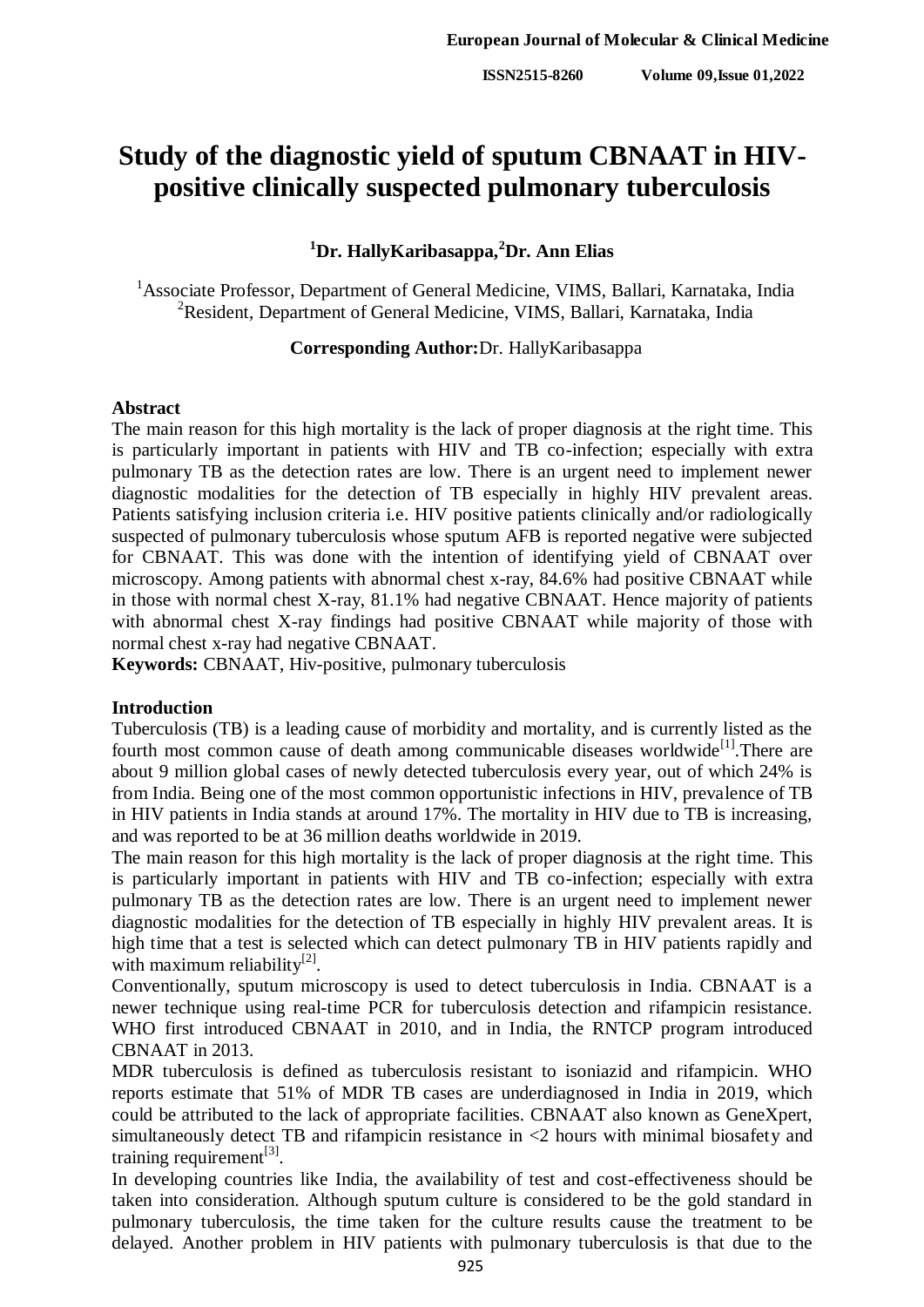# Study of the diagnostic yield of sputum CBNAAT in HIV-positive clinically suspected pulmonary tuberculosis

**[1]Dr. HallyKaribasappa,[2]Dr. Ann Elias**

[1]Associate Professor, Department of General Medicine, VIMS, Ballari, Karnataka, India
[2]Resident, Department of General Medicine, VIMS, Ballari, Karnataka, India

**Corresponding Author:**Dr. HallyKaribasappa

## Abstract

The main reason for this high mortality is the lack of proper diagnosis at the right time. This is particularly important in patients with HIV and TB co-infection; especially with extra pulmonary TB as the detection rates are low. There is an urgent need to implement newer diagnostic modalities for the detection of TB especially in highly HIV prevalent areas. Patients satisfying inclusion criteria i.e. HIV positive patients clinically and/or radiologically suspected of pulmonary tuberculosis whose sputum AFB is reported negative were subjected for CBNAAT. This was done with the intention of identifying yield of CBNAAT over microscopy. Among patients with abnormal chest x-ray, 84.6% had positive CBNAAT while in those with normal chest X-ray, 81.1% had negative CBNAAT. Hence majority of patients with abnormal chest X-ray findings had positive CBNAAT while majority of those with normal chest x-ray had negative CBNAAT.

**Keywords:** CBNAAT, Hiv-positive, pulmonary tuberculosis

## Introduction

Tuberculosis (TB) is a leading cause of morbidity and mortality, and is currently listed as the fourth most common cause of death among communicable diseases worldwide[1].There are about 9 million global cases of newly detected tuberculosis every year, out of which 24% is from India. Being one of the most common opportunistic infections in HIV, prevalence of TB in HIV patients in India stands at around 17%. The mortality in HIV due to TB is increasing, and was reported to be at 36 million deaths worldwide in 2019.

The main reason for this high mortality is the lack of proper diagnosis at the right time. This is particularly important in patients with HIV and TB co-infection; especially with extra pulmonary TB as the detection rates are low. There is an urgent need to implement newer diagnostic modalities for the detection of TB especially in highly HIV prevalent areas. It is high time that a test is selected which can detect pulmonary TB in HIV patients rapidly and with maximum reliability[2].

Conventionally, sputum microscopy is used to detect tuberculosis in India. CBNAAT is a newer technique using real-time PCR for tuberculosis detection and rifampicin resistance. WHO first introduced CBNAAT in 2010, and in India, the RNTCP program introduced CBNAAT in 2013.

MDR tuberculosis is defined as tuberculosis resistant to isoniazid and rifampicin. WHO reports estimate that 51% of MDR TB cases are underdiagnosed in India in 2019, which could be attributed to the lack of appropriate facilities. CBNAAT also known as GeneXpert, simultaneously detect TB and rifampicin resistance in <2 hours with minimal biosafety and training requirement[3].

In developing countries like India, the availability of test and cost-effectiveness should be taken into consideration. Although sputum culture is considered to be the gold standard in pulmonary tuberculosis, the time taken for the culture results cause the treatment to be delayed. Another problem in HIV patients with pulmonary tuberculosis is that due to the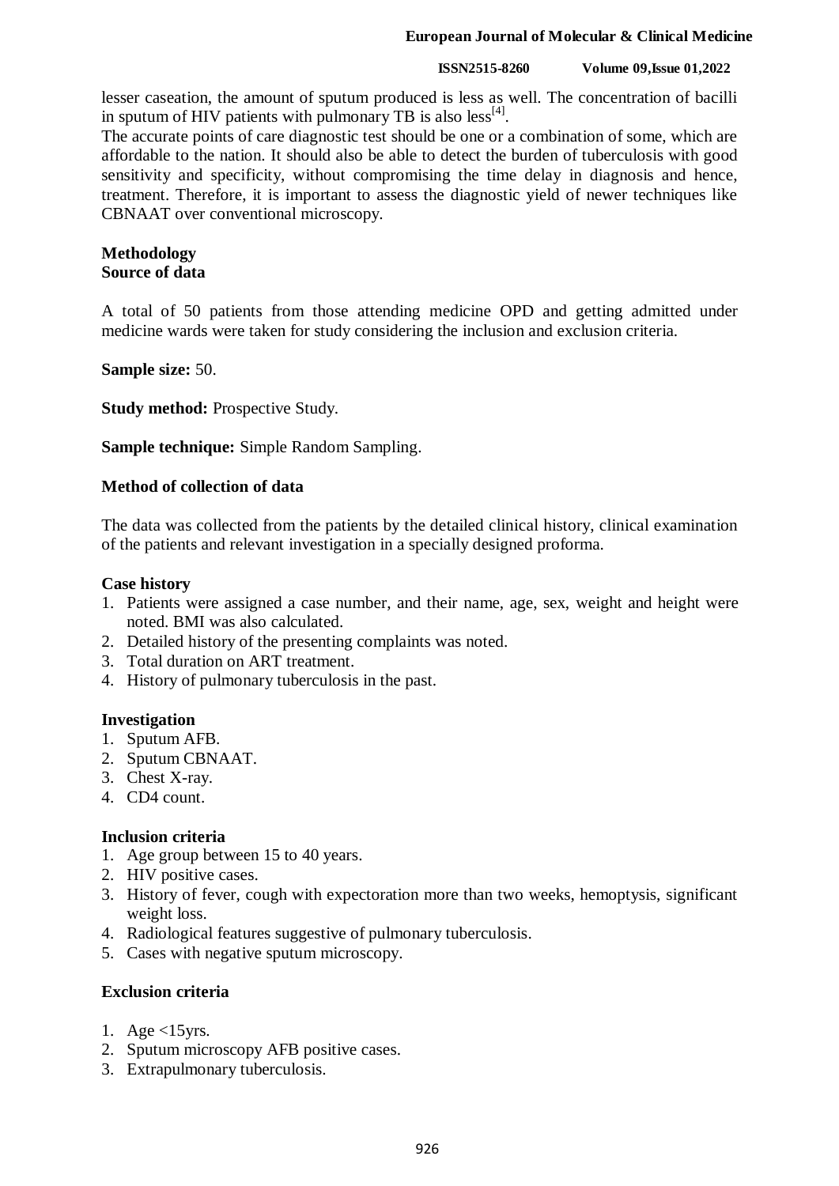lesser caseation, the amount of sputum produced is less as well. The concentration of bacilli in sputum of HIV patients with pulmonary TB is also less[4].

The accurate points of care diagnostic test should be one or a combination of some, which are affordable to the nation. It should also be able to detect the burden of tuberculosis with good sensitivity and specificity, without compromising the time delay in diagnosis and hence, treatment. Therefore, it is important to assess the diagnostic yield of newer techniques like CBNAAT over conventional microscopy.

## Methodology

### Source of data

A total of 50 patients from those attending medicine OPD and getting admitted under medicine wards were taken for study considering the inclusion and exclusion criteria.

**Sample size:** 50.

**Study method:** Prospective Study.

**Sample technique:** Simple Random Sampling.

### Method of collection of data

The data was collected from the patients by the detailed clinical history, clinical examination of the patients and relevant investigation in a specially designed proforma.

### Case history

1. Patients were assigned a case number, and their name, age, sex, weight and height were noted. BMI was also calculated.
2. Detailed history of the presenting complaints was noted.
3. Total duration on ART treatment.
4. History of pulmonary tuberculosis in the past.

### Investigation

1. Sputum AFB.
2. Sputum CBNAAT.
3. Chest X-ray.
4. CD4 count.

### Inclusion criteria

1. Age group between 15 to 40 years.
2. HIV positive cases.
3. History of fever, cough with expectoration more than two weeks, hemoptysis, significant weight loss.
4. Radiological features suggestive of pulmonary tuberculosis.
5. Cases with negative sputum microscopy.

### Exclusion criteria

1. Age <15yrs.
2. Sputum microscopy AFB positive cases.
3. Extrapulmonary tuberculosis.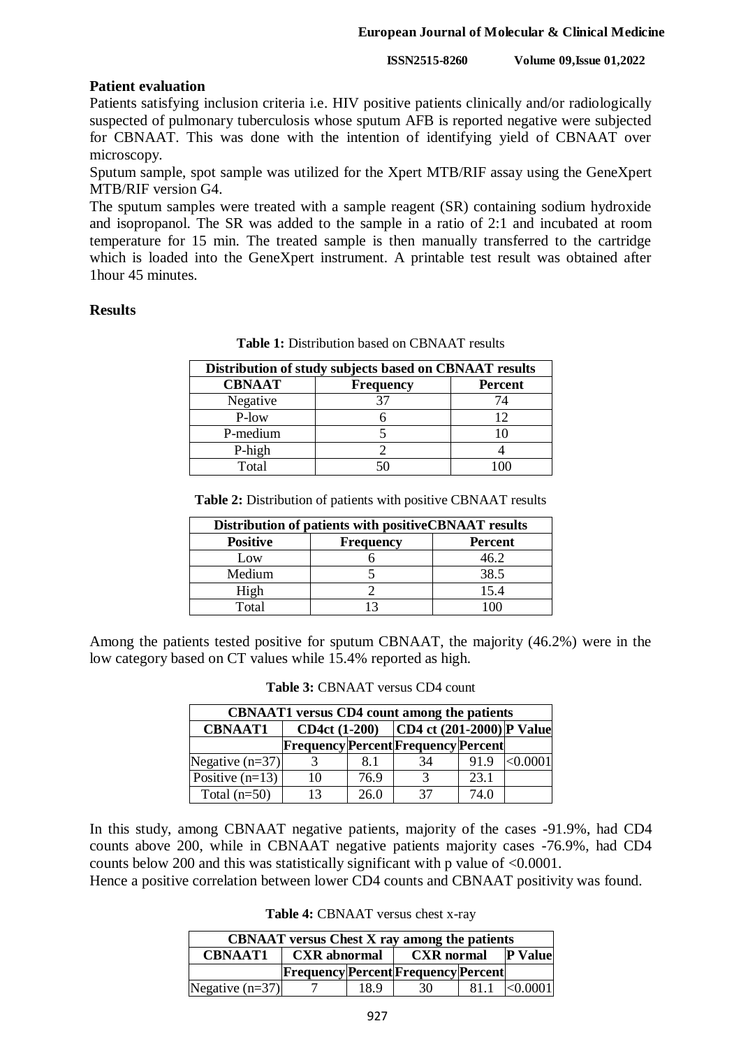**Patient evaluation**

Patients satisfying inclusion criteria i.e. HIV positive patients clinically and/or radiologically suspected of pulmonary tuberculosis whose sputum AFB is reported negative were subjected for CBNAAT. This was done with the intention of identifying yield of CBNAAT over microscopy.

Sputum sample, spot sample was utilized for the Xpert MTB/RIF assay using the GeneXpert MTB/RIF version G4.

The sputum samples were treated with a sample reagent (SR) containing sodium hydroxide and isopropanol. The SR was added to the sample in a ratio of 2:1 and incubated at room temperature for 15 min. The treated sample is then manually transferred to the cartridge which is loaded into the GeneXpert instrument. A printable test result was obtained after 1hour 45 minutes.

**Results**

**Table 1:** Distribution based on CBNAAT results

| Distribution of study subjects based on CBNAAT results | | |
|---|---|---|
| **CBNAAT** | **Frequency** | **Percent** |
| Negative | 37 | 74 |
| P-low | 6 | 12 |
| P-medium | 5 | 10 |
| P-high | 2 | 4 |
| Total | 50 | 100 |

**Table 2:** Distribution of patients with positive CBNAAT results

| Distribution of patients with positiveCBNAAT results | | |
|---|---|---|
| **Positive** | **Frequency** | **Percent** |
| Low | 6 | 46.2 |
| Medium | 5 | 38.5 |
| High | 2 | 15.4 |
| Total | 13 | 100 |

Among the patients tested positive for sputum CBNAAT, the majority (46.2%) were in the low category based on CT values while 15.4% reported as high.

**Table 3:** CBNAAT versus CD4 count

| CBNAAT1 versus CD4 count among the patients | | | | | |
|---|---|---|---|---|---|
| **CBNAAT1** | **CD4ct (1-200)** | | **CD4 ct (201-2000)** | | **P Value** |
| | **Frequency** | **Percent** | **Frequency** | **Percent** | |
| Negative (n=37) | 3 | 8.1 | 34 | 91.9 | <0.0001 |
| Positive (n=13) | 10 | 76.9 | 3 | 23.1 | |
| Total (n=50) | 13 | 26.0 | 37 | 74.0 | |

In this study, among CBNAAT negative patients, majority of the cases -91.9%, had CD4 counts above 200, while in CBNAAT negative patients majority cases -76.9%, had CD4 counts below 200 and this was statistically significant with p value of <0.0001.

Hence a positive correlation between lower CD4 counts and CBNAAT positivity was found.

**Table 4:** CBNAAT versus chest x-ray

| CBNAAT versus Chest X ray among the patients | | | | | |
|---|---|---|---|---|---|
| **CBNAAT1** | **CXR abnormal** | | **CXR normal** | | **P Value** |
| | **Frequency** | **Percent** | **Frequency** | **Percent** | |
| Negative (n=37) | 7 | 18.9 | 30 | 81.1 | <0.0001 |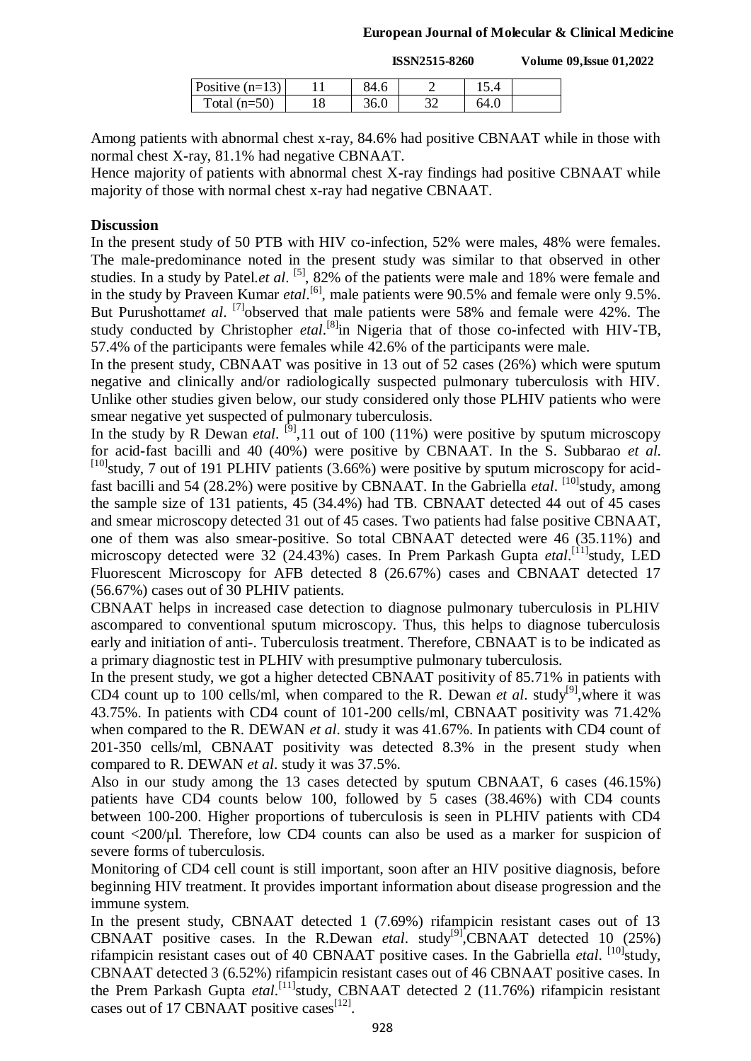| Positive (n=13) | 11 | 84.6 | 2 | 15.4 | |
|---|---|---|---|---|---|
| Total (n=50) | 18 | 36.0 | 32 | 64.0 | |

Among patients with abnormal chest x-ray, 84.6% had positive CBNAAT while in those with normal chest X-ray, 81.1% had negative CBNAAT.

Hence majority of patients with abnormal chest X-ray findings had positive CBNAAT while majority of those with normal chest x-ray had negative CBNAAT.

**Discussion**

In the present study of 50 PTB with HIV co-infection, 52% were males, 48% were females. The male-predominance noted in the present study was similar to that observed in other studies. In a study by Patel.*et al*. [5], 82% of the patients were male and 18% were female and in the study by Praveen Kumar *etal*.[6], male patients were 90.5% and female were only 9.5%. But Purushottam*et al*. [7]observed that male patients were 58% and female were 42%. The study conducted by Christopher *etal*.[8]in Nigeria that of those co-infected with HIV-TB, 57.4% of the participants were females while 42.6% of the participants were male.

In the present study, CBNAAT was positive in 13 out of 52 cases (26%) which were sputum negative and clinically and/or radiologically suspected pulmonary tuberculosis with HIV. Unlike other studies given below, our study considered only those PLHIV patients who were smear negative yet suspected of pulmonary tuberculosis.

In the study by R Dewan *etal*. [9],11 out of 100 (11%) were positive by sputum microscopy for acid-fast bacilli and 40 (40%) were positive by CBNAAT. In the S. Subbarao *et al.* [10]study, 7 out of 191 PLHIV patients (3.66%) were positive by sputum microscopy for acid-fast bacilli and 54 (28.2%) were positive by CBNAAT. In the Gabriella *etal*. [10]study, among the sample size of 131 patients, 45 (34.4%) had TB. CBNAAT detected 44 out of 45 cases and smear microscopy detected 31 out of 45 cases. Two patients had false positive CBNAAT, one of them was also smear-positive. So total CBNAAT detected were 46 (35.11%) and microscopy detected were 32 (24.43%) cases. In Prem Parkash Gupta *etal*.[11]study, LED Fluorescent Microscopy for AFB detected 8 (26.67%) cases and CBNAAT detected 17 (56.67%) cases out of 30 PLHIV patients.

CBNAAT helps in increased case detection to diagnose pulmonary tuberculosis in PLHIV ascompared to conventional sputum microscopy. Thus, this helps to diagnose tuberculosis early and initiation of anti-. Tuberculosis treatment. Therefore, CBNAAT is to be indicated as a primary diagnostic test in PLHIV with presumptive pulmonary tuberculosis.

In the present study, we got a higher detected CBNAAT positivity of 85.71% in patients with CD4 count up to 100 cells/ml, when compared to the R. Dewan *et al*. study[9],where it was 43.75%. In patients with CD4 count of 101-200 cells/ml, CBNAAT positivity was 71.42% when compared to the R. DEWAN *et al*. study it was 41.67%. In patients with CD4 count of 201-350 cells/ml, CBNAAT positivity was detected 8.3% in the present study when compared to R. DEWAN *et al*. study it was 37.5%.

Also in our study among the 13 cases detected by sputum CBNAAT, 6 cases (46.15%) patients have CD4 counts below 100, followed by 5 cases (38.46%) with CD4 counts between 100-200. Higher proportions of tuberculosis is seen in PLHIV patients with CD4 count <200/µl. Therefore, low CD4 counts can also be used as a marker for suspicion of severe forms of tuberculosis.

Monitoring of CD4 cell count is still important, soon after an HIV positive diagnosis, before beginning HIV treatment. It provides important information about disease progression and the immune system.

In the present study, CBNAAT detected 1 (7.69%) rifampicin resistant cases out of 13 CBNAAT positive cases. In the R.Dewan *etal*. study[9],CBNAAT detected 10 (25%) rifampicin resistant cases out of 40 CBNAAT positive cases. In the Gabriella *etal*. [10]study, CBNAAT detected 3 (6.52%) rifampicin resistant cases out of 46 CBNAAT positive cases. In the Prem Parkash Gupta *etal*.[11]study, CBNAAT detected 2 (11.76%) rifampicin resistant cases out of 17 CBNAAT positive cases[12].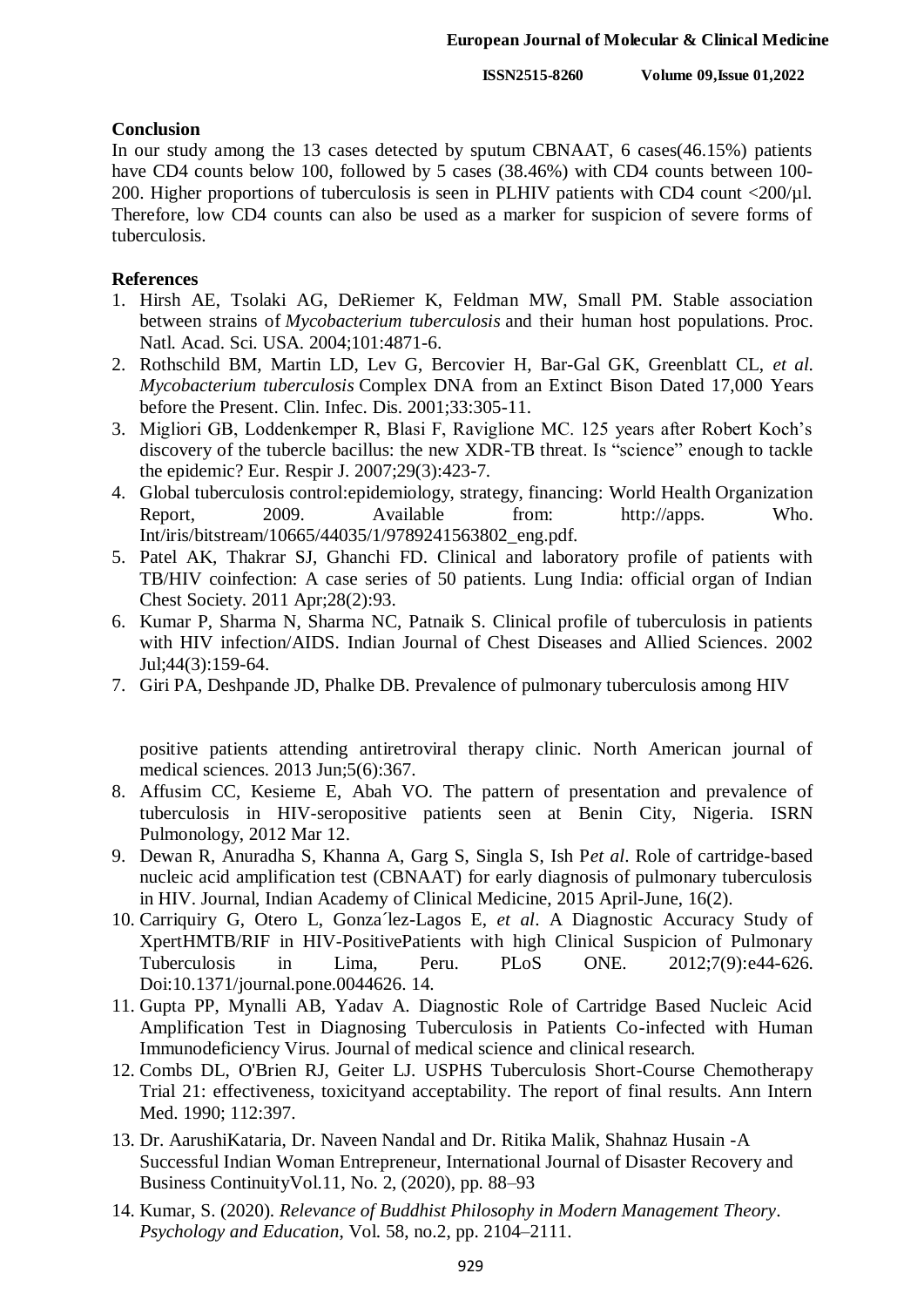## Conclusion

In our study among the 13 cases detected by sputum CBNAAT, 6 cases(46.15%) patients have CD4 counts below 100, followed by 5 cases (38.46%) with CD4 counts between 100-200. Higher proportions of tuberculosis is seen in PLHIV patients with CD4 count <200/µl. Therefore, low CD4 counts can also be used as a marker for suspicion of severe forms of tuberculosis.

## References

1. Hirsh AE, Tsolaki AG, DeRiemer K, Feldman MW, Small PM. Stable association between strains of *Mycobacterium tuberculosis* and their human host populations. Proc. Natl. Acad. Sci. USA. 2004;101:4871-6.
2. Rothschild BM, Martin LD, Lev G, Bercovier H, Bar-Gal GK, Greenblatt CL, *et al. Mycobacterium tuberculosis* Complex DNA from an Extinct Bison Dated 17,000 Years before the Present. Clin. Infec. Dis. 2001;33:305-11.
3. Migliori GB, Loddenkemper R, Blasi F, Raviglione MC. 125 years after Robert Koch's discovery of the tubercle bacillus: the new XDR-TB threat. Is "science" enough to tackle the epidemic? Eur. Respir J. 2007;29(3):423-7.
4. Global tuberculosis control:epidemiology, strategy, financing: World Health Organization Report, 2009. Available from: http://apps. Who. Int/iris/bitstream/10665/44035/1/9789241563802_eng.pdf.
5. Patel AK, Thakrar SJ, Ghanchi FD. Clinical and laboratory profile of patients with TB/HIV coinfection: A case series of 50 patients. Lung India: official organ of Indian Chest Society. 2011 Apr;28(2):93.
6. Kumar P, Sharma N, Sharma NC, Patnaik S. Clinical profile of tuberculosis in patients with HIV infection/AIDS. Indian Journal of Chest Diseases and Allied Sciences. 2002 Jul;44(3):159-64.
7. Giri PA, Deshpande JD, Phalke DB. Prevalence of pulmonary tuberculosis among HIV positive patients attending antiretroviral therapy clinic. North American journal of medical sciences. 2013 Jun;5(6):367.
8. Affusim CC, Kesieme E, Abah VO. The pattern of presentation and prevalence of tuberculosis in HIV-seropositive patients seen at Benin City, Nigeria. ISRN Pulmonology, 2012 Mar 12.
9. Dewan R, Anuradha S, Khanna A, Garg S, Singla S, Ish P*et al*. Role of cartridge-based nucleic acid amplification test (CBNAAT) for early diagnosis of pulmonary tuberculosis in HIV. Journal, Indian Academy of Clinical Medicine, 2015 April-June, 16(2).
10. Carriquiry G, Otero L, Gonza´lez-Lagos E, *et al*. A Diagnostic Accuracy Study of XpertHMTB/RIF in HIV-PositivePatients with high Clinical Suspicion of Pulmonary Tuberculosis in Lima, Peru. PLoS ONE. 2012;7(9):e44-626. Doi:10.1371/journal.pone.0044626. 14.
11. Gupta PP, Mynalli AB, Yadav A. Diagnostic Role of Cartridge Based Nucleic Acid Amplification Test in Diagnosing Tuberculosis in Patients Co-infected with Human Immunodeficiency Virus. Journal of medical science and clinical research.
12. Combs DL, O'Brien RJ, Geiter LJ. USPHS Tuberculosis Short-Course Chemotherapy Trial 21: effectiveness, toxicityand acceptability. The report of final results. Ann Intern Med. 1990; 112:397.
13. Dr. AarushiKataria, Dr. Naveen Nandal and Dr. Ritika Malik, Shahnaz Husain -A Successful Indian Woman Entrepreneur, International Journal of Disaster Recovery and Business ContinuityVol.11, No. 2, (2020), pp. 88–93
14. Kumar, S. (2020). *Relevance of Buddhist Philosophy in Modern Management Theory*. *Psychology and Education*, Vol. 58, no.2, pp. 2104–2111.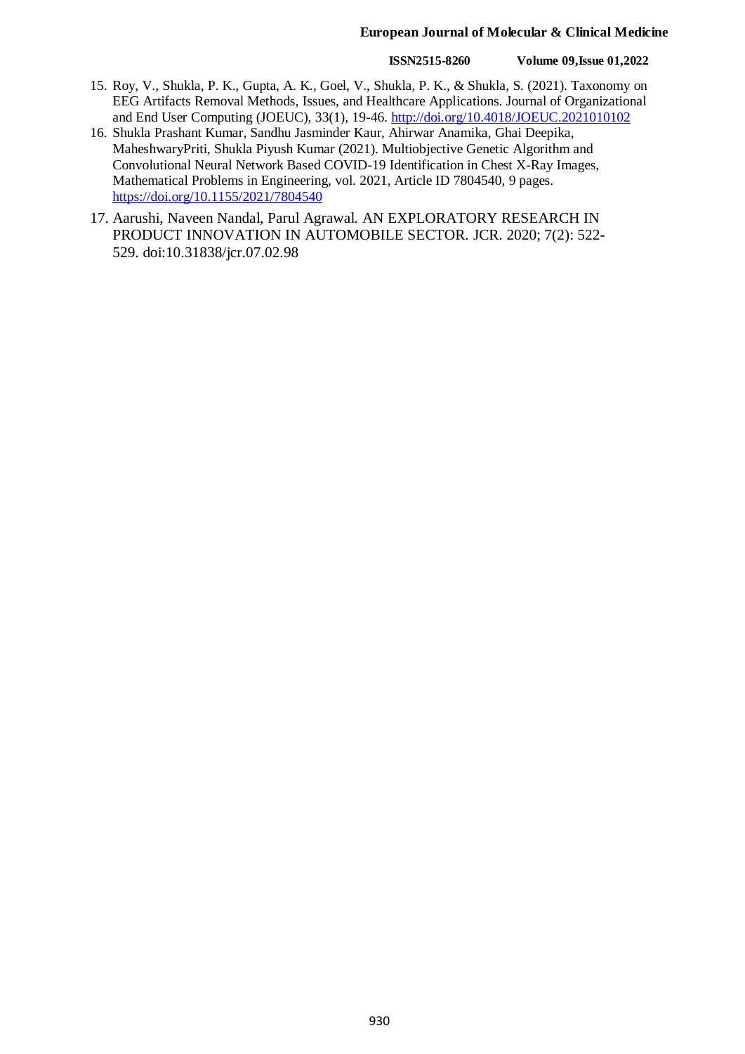15. Roy, V., Shukla, P. K., Gupta, A. K., Goel, V., Shukla, P. K., & Shukla, S. (2021). Taxonomy on EEG Artifacts Removal Methods, Issues, and Healthcare Applications. Journal of Organizational and End User Computing (JOEUC), 33(1), 19-46. http://doi.org/10.4018/JOEUC.2021010102
16. Shukla Prashant Kumar, Sandhu Jasminder Kaur, Ahirwar Anamika, Ghai Deepika, MaheshwaryPriti, Shukla Piyush Kumar (2021). Multiobjective Genetic Algorithm and Convolutional Neural Network Based COVID-19 Identification in Chest X-Ray Images, Mathematical Problems in Engineering, vol. 2021, Article ID 7804540, 9 pages. https://doi.org/10.1155/2021/7804540
17. Aarushi, Naveen Nandal, Parul Agrawal. AN EXPLORATORY RESEARCH IN PRODUCT INNOVATION IN AUTOMOBILE SECTOR. JCR. 2020; 7(2): 522-529. doi:10.31838/jcr.07.02.98